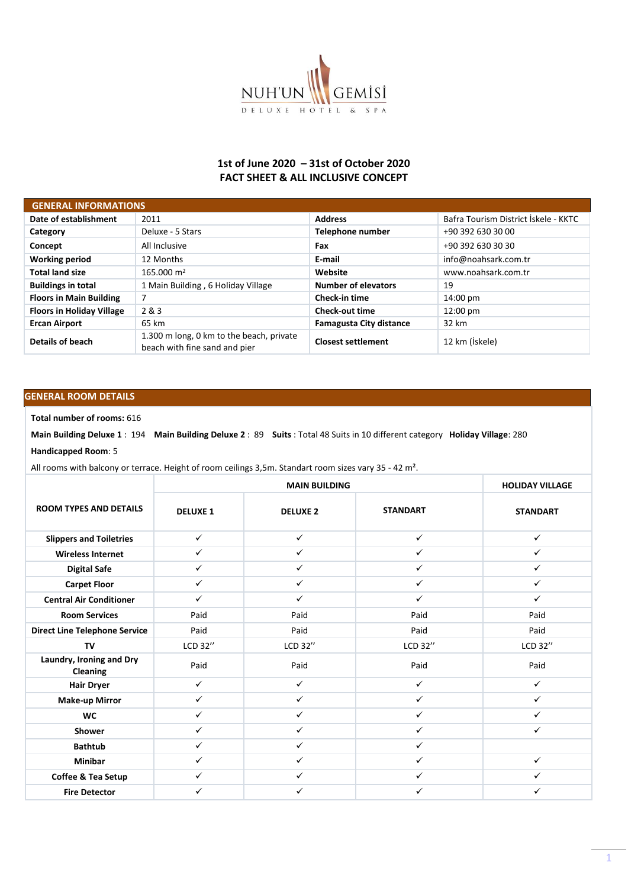NUH'UN GEMİSİ

DELUXE HOTEL & SPA

## 1st of June 2020 – 31st of October 2020
## FACT SHEET & ALL INCLUSIVE CONCEPT

| GENERAL INFORMATIONS | | | |
|---|---|---|---|
| **Date of establishment** | 2011 | **Address** | Bafra Tourism District İskele - KKTC |
| **Category** | Deluxe - 5 Stars | **Telephone number** | +90 392 630 30 00 |
| **Concept** | All Inclusive | **Fax** | +90 392 630 30 30 |
| **Working period** | 12 Months | **E-mail** | info@noahsark.com.tr |
| **Total land size** | 165.000 m² | **Website** | www.noahsark.com.tr |
| **Buildings in total** | 1 Main Building , 6 Holiday Village | **Number of elevators** | 19 |
| **Floors in Main Building** | 7 | **Check-in time** | 14:00 pm |
| **Floors in Holiday Village** | 2 & 3 | **Check-out time** | 12:00 pm |
| **Ercan Airport** | 65 km | **Famagusta City distance** | 32 km |
| **Details of beach** | 1.300 m long, 0 km to the beach, private beach with fine sand and pier | **Closest settlement** | 12 km (İskele) |

## GENERAL ROOM DETAILS

**Total number of rooms:** 616

**Main Building Deluxe 1** : 194 **Main Building Deluxe 2** : 89 **Suits** : Total 48 Suits in 10 different category **Holiday Village**: 280

**Handicapped Room**: 5

All rooms with balcony or terrace. Height of room ceilings 3,5m. Standart room sizes vary 35 - 42 m².

| ROOM TYPES AND DETAILS | MAIN BUILDING | | | HOLIDAY VILLAGE |
|---|---|---|---|---|
| | DELUXE 1 | DELUXE 2 | STANDART | STANDART |
| **Slippers and Toiletries** | ✓ | ✓ | ✓ | ✓ |
| **Wireless Internet** | ✓ | ✓ | ✓ | ✓ |
| **Digital Safe** | ✓ | ✓ | ✓ | ✓ |
| **Carpet Floor** | ✓ | ✓ | ✓ | ✓ |
| **Central Air Conditioner** | ✓ | ✓ | ✓ | ✓ |
| **Room Services** | Paid | Paid | Paid | Paid |
| **Direct Line Telephone Service** | Paid | Paid | Paid | Paid |
| **TV** | LCD 32'' | LCD 32'' | LCD 32'' | LCD 32'' |
| **Laundry, Ironing and Dry Cleaning** | Paid | Paid | Paid | Paid |
| **Hair Dryer** | ✓ | ✓ | ✓ | ✓ |
| **Make-up Mirror** | ✓ | ✓ | ✓ | ✓ |
| **WC** | ✓ | ✓ | ✓ | ✓ |
| **Shower** | ✓ | ✓ | ✓ | ✓ |
| **Bathtub** | ✓ | ✓ | ✓ | |
| **Minibar** | ✓ | ✓ | ✓ | ✓ |
| **Coffee & Tea Setup** | ✓ | ✓ | ✓ | ✓ |
| **Fire Detector** | ✓ | ✓ | ✓ | ✓ |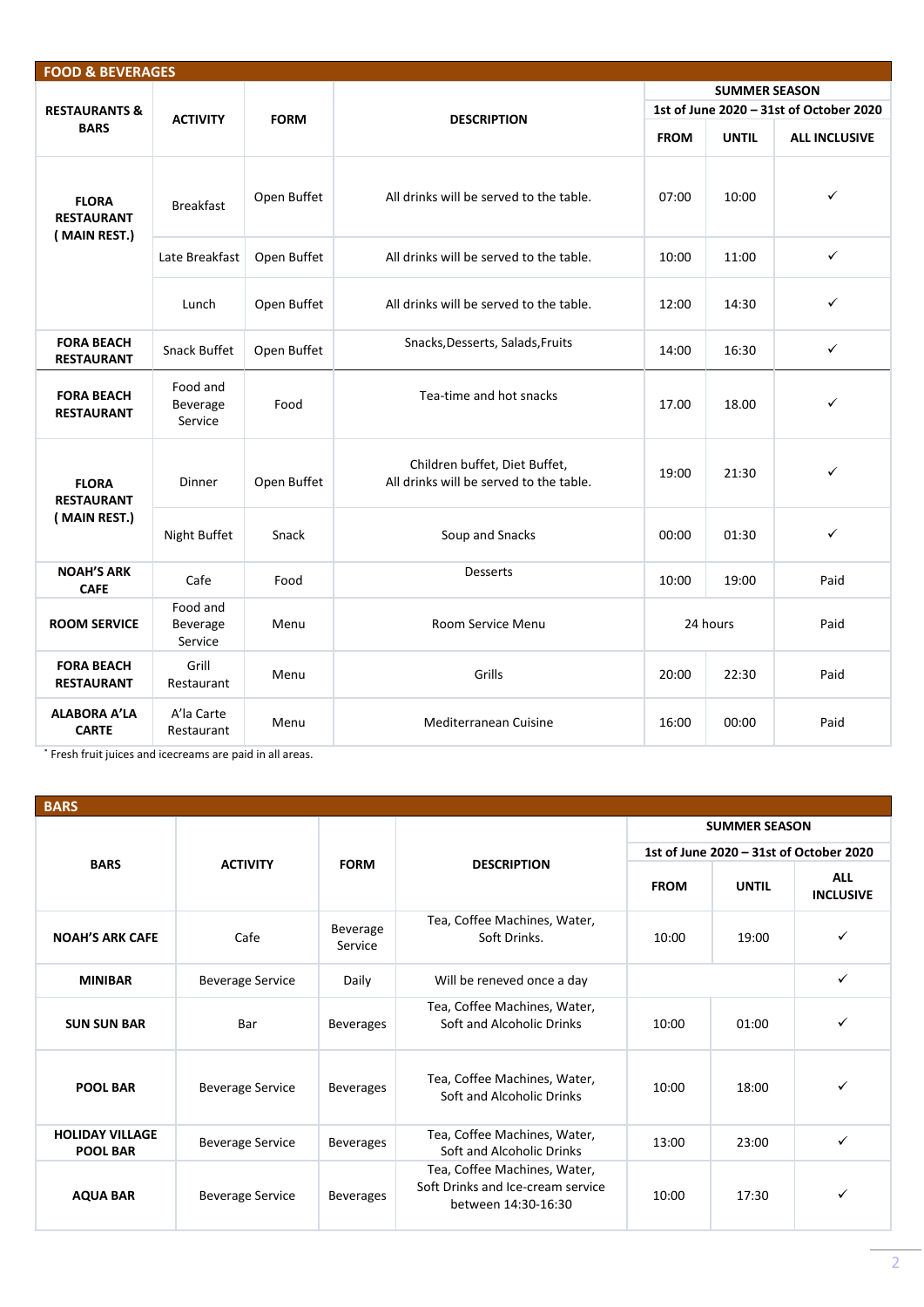## FOOD & BEVERAGES

| RESTAURANTS & BARS | ACTIVITY | FORM | DESCRIPTION | SUMMER SEASON 1st of June 2020 – 31st of October 2020 | | |
|---|---|---|---|---|---|---|
| | | | | FROM | UNTIL | ALL INCLUSIVE |
| FLORA RESTAURANT ( MAIN REST.) | Breakfast | Open Buffet | All drinks will be served to the table. | 07:00 | 10:00 | ✓ |
| | Late Breakfast | Open Buffet | All drinks will be served to the table. | 10:00 | 11:00 | ✓ |
| | Lunch | Open Buffet | All drinks will be served to the table. | 12:00 | 14:30 | ✓ |
| FORA BEACH RESTAURANT | Snack Buffet | Open Buffet | Snacks,Desserts, Salads,Fruits | 14:00 | 16:30 | ✓ |
| FORA BEACH RESTAURANT | Food and Beverage Service | Food | Tea-time and hot snacks | 17.00 | 18.00 | ✓ |
| FLORA RESTAURANT ( MAIN REST.) | Dinner | Open Buffet | Children buffet, Diet Buffet, All drinks will be served to the table. | 19:00 | 21:30 | ✓ |
| | Night Buffet | Snack | Soup and Snacks | 00:00 | 01:30 | ✓ |
| NOAH'S ARK CAFE | Cafe | Food | Desserts | 10:00 | 19:00 | Paid |
| ROOM SERVICE | Food and Beverage Service | Menu | Room Service Menu | 24 hours | | Paid |
| FORA BEACH RESTAURANT | Grill Restaurant | Menu | Grills | 20:00 | 22:30 | Paid |
| ALABORA A'LA CARTE | A'la Carte Restaurant | Menu | Mediterranean Cuisine | 16:00 | 00:00 | Paid |

* Fresh fruit juices and icecreams are paid in all areas.

## BARS

| BARS | ACTIVITY | FORM | DESCRIPTION | SUMMER SEASON 1st of June 2020 – 31st of October 2020 | | |
|---|---|---|---|---|---|---|
| | | | | FROM | UNTIL | ALL INCLUSIVE |
| NOAH'S ARK CAFE | Cafe | Beverage Service | Tea, Coffee Machines, Water, Soft Drinks. | 10:00 | 19:00 | ✓ |
| MINIBAR | Beverage Service | Daily | Will be reneved once a day | | | ✓ |
| SUN SUN BAR | Bar | Beverages | Tea, Coffee Machines, Water, Soft and Alcoholic Drinks | 10:00 | 01:00 | ✓ |
| POOL BAR | Beverage Service | Beverages | Tea, Coffee Machines, Water, Soft and Alcoholic Drinks | 10:00 | 18:00 | ✓ |
| HOLIDAY VILLAGE POOL BAR | Beverage Service | Beverages | Tea, Coffee Machines, Water, Soft and Alcoholic Drinks | 13:00 | 23:00 | ✓ |
| AQUA BAR | Beverage Service | Beverages | Tea, Coffee Machines, Water, Soft Drinks and Ice-cream service between 14:30-16:30 | 10:00 | 17:30 | ✓ |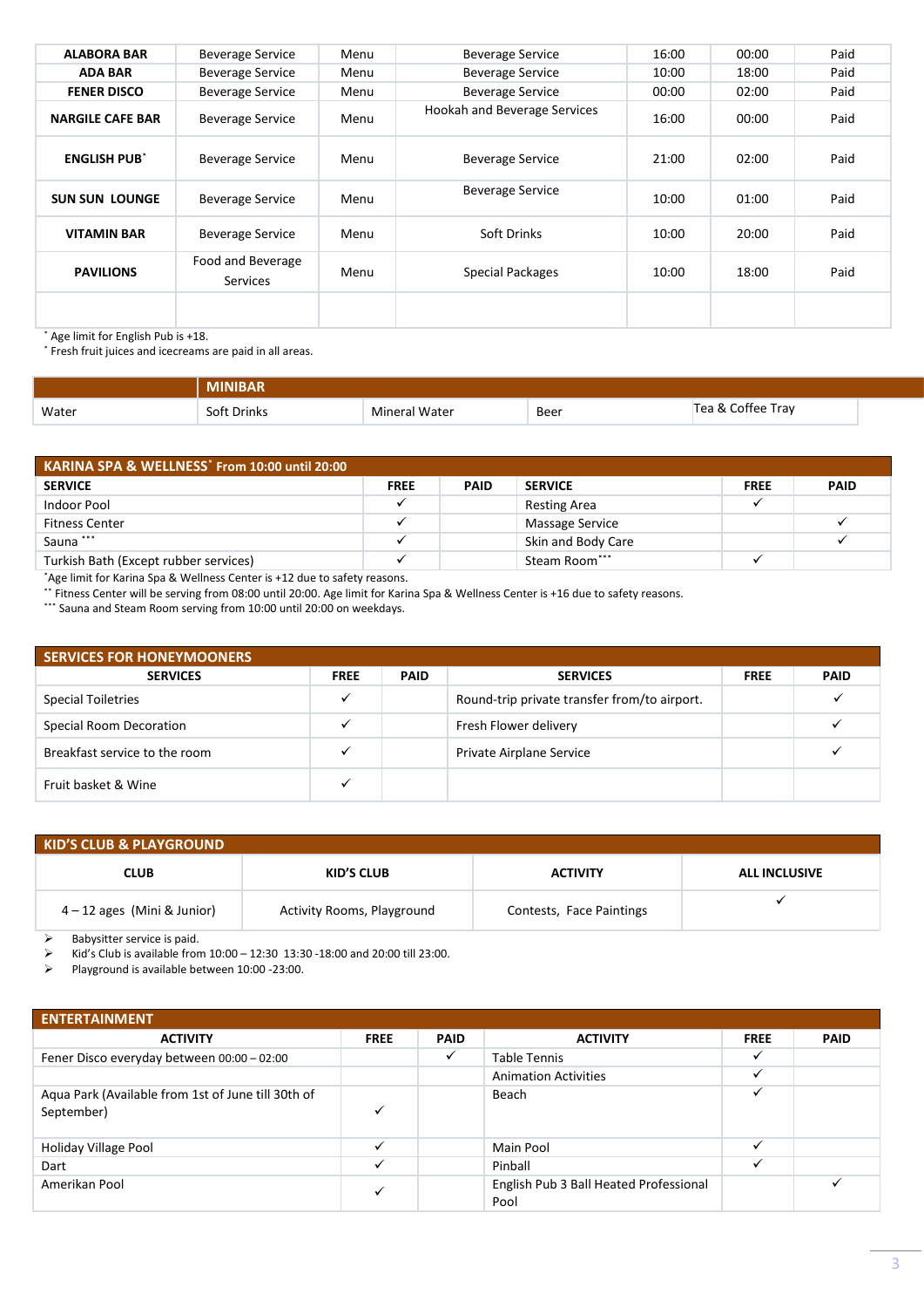| | | | | | | |
|---|---|---|---|---|---|---|
| **ALABORA BAR** | Beverage Service | Menu | Beverage Service | 16:00 | 00:00 | Paid |
| **ADA BAR** | Beverage Service | Menu | Beverage Service | 10:00 | 18:00 | Paid |
| **FENER DISCO** | Beverage Service | Menu | Beverage Service | 00:00 | 02:00 | Paid |
| **NARGILE CAFE BAR** | Beverage Service | Menu | Hookah and Beverage Services | 16:00 | 00:00 | Paid |
| **ENGLISH PUB*** | Beverage Service | Menu | Beverage Service | 21:00 | 02:00 | Paid |
| **SUN SUN LOUNGE** | Beverage Service | Menu | Beverage Service | 10:00 | 01:00 | Paid |
| **VITAMIN BAR** | Beverage Service | Menu | Soft Drinks | 10:00 | 20:00 | Paid |
| **PAVILIONS** | Food and Beverage Services | Menu | Special Packages | 10:00 | 18:00 | Paid |
| | | | | | | |

* Age limit for English Pub is +18.
* Fresh fruit juices and icecreams are paid in all areas.

| | MINIBAR | | | |
|---|---|---|---|---|
| Water | Soft Drinks | Mineral Water | Beer | Tea & Coffee Tray |

| KARINA SPA & WELLNESS* From 10:00 until 20:00 | | | | | |
|---|---|---|---|---|---|
| **SERVICE** | **FREE** | **PAID** | **SERVICE** | **FREE** | **PAID** |
| Indoor Pool | ✓ | | Resting Area | ✓ | |
| Fitness Center | ✓ | | Massage Service | | ✓ |
| Sauna *** | ✓ | | Skin and Body Care | | ✓ |
| Turkish Bath (Except rubber services) | ✓ | | Steam Room*** | ✓ | |

*Age limit for Karina Spa & Wellness Center is +12 due to safety reasons.
** Fitness Center will be serving from 08:00 until 20:00. Age limit for Karina Spa & Wellness Center is +16 due to safety reasons.
*** Sauna and Steam Room serving from 10:00 until 20:00 on weekdays.

| SERVICES FOR HONEYMOONERS | | | | | |
|---|---|---|---|---|---|
| **SERVICES** | **FREE** | **PAID** | **SERVICES** | **FREE** | **PAID** |
| Special Toiletries | ✓ | | Round-trip private transfer from/to airport. | | ✓ |
| Special Room Decoration | ✓ | | Fresh Flower delivery | | ✓ |
| Breakfast service to the room | ✓ | | Private Airplane Service | | ✓ |
| Fruit basket & Wine | ✓ | | | | |

| KID'S CLUB & PLAYGROUND | | | |
|---|---|---|---|
| **CLUB** | **KID'S CLUB** | **ACTIVITY** | **ALL INCLUSIVE** |
| 4 – 12 ages (Mini & Junior) | Activity Rooms, Playground | Contests, Face Paintings | ✓ |

- Babysitter service is paid.
- Kid's Club is available from 10:00 – 12:30 13:30 -18:00 and 20:00 till 23:00.
- Playground is available between 10:00 -23:00.

| ENTERTAINMENT | | | | | |
|---|---|---|---|---|---|
| **ACTIVITY** | **FREE** | **PAID** | **ACTIVITY** | **FREE** | **PAID** |
| Fener Disco everyday between 00:00 – 02:00 | | ✓ | Table Tennis | ✓ | |
| | | | Animation Activities | ✓ | |
| Aqua Park (Available from 1st of June till 30th of September) | ✓ | | Beach | ✓ | |
| Holiday Village Pool | ✓ | | Main Pool | ✓ | |
| Dart | ✓ | | Pinball | ✓ | |
| Amerikan Pool | ✓ | | English Pub 3 Ball Heated Professional Pool | | ✓ |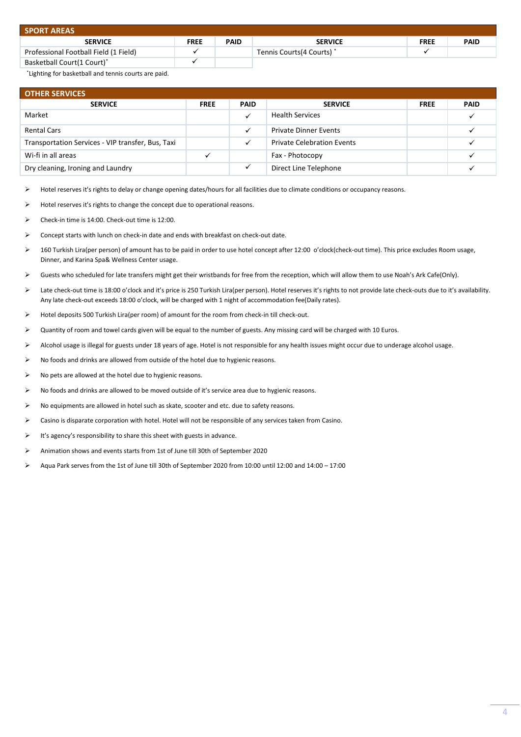| SPORT AREAS | | | | | |
|---|---|---|---|---|---|
| **SERVICE** | **FREE** | **PAID** | **SERVICE** | **FREE** | **PAID** |
| Professional Football Field (1 Field) | ✓ | | Tennis Courts(4 Courts) * | ✓ | |
| Basketball Court(1 Court)* | ✓ | | | | |

*Lighting for basketball and tennis courts are paid.

| OTHER SERVICES | | | | | |
|---|---|---|---|---|---|
| **SERVICE** | **FREE** | **PAID** | **SERVICE** | **FREE** | **PAID** |
| Market | | ✓ | Health Services | | ✓ |
| Rental Cars | | ✓ | Private Dinner Events | | ✓ |
| Transportation Services - VIP transfer, Bus, Taxi | | ✓ | Private Celebration Events | | ✓ |
| Wi-fi in all areas | ✓ | | Fax - Photocopy | | ✓ |
| Dry cleaning, Ironing and Laundry | | ✓ | Direct Line Telephone | | ✓ |

- Hotel reserves it's rights to delay or change opening dates/hours for all facilities due to climate conditions or occupancy reasons.
- Hotel reserves it's rights to change the concept due to operational reasons.
- Check-in time is 14:00. Check-out time is 12:00.
- Concept starts with lunch on check-in date and ends with breakfast on check-out date.
- 160 Turkish Lira(per person) of amount has to be paid in order to use hotel concept after 12:00 o'clock(check-out time). This price excludes Room usage, Dinner, and Karina Spa& Wellness Center usage.
- Guests who scheduled for late transfers might get their wristbands for free from the reception, which will allow them to use Noah's Ark Cafe(Only).
- Late check-out time is 18:00 o'clock and it's price is 250 Turkish Lira(per person). Hotel reserves it's rights to not provide late check-outs due to it's availability. Any late check-out exceeds 18:00 o'clock, will be charged with 1 night of accommodation fee(Daily rates).
- Hotel deposits 500 Turkish Lira(per room) of amount for the room from check-in till check-out.
- Quantity of room and towel cards given will be equal to the number of guests. Any missing card will be charged with 10 Euros.
- Alcohol usage is illegal for guests under 18 years of age. Hotel is not responsible for any health issues might occur due to underage alcohol usage.
- No foods and drinks are allowed from outside of the hotel due to hygienic reasons.
- No pets are allowed at the hotel due to hygienic reasons.
- No foods and drinks are allowed to be moved outside of it's service area due to hygienic reasons.
- No equipments are allowed in hotel such as skate, scooter and etc. due to safety reasons.
- Casino is disparate corporation with hotel. Hotel will not be responsible of any services taken from Casino.
- It's agency's responsibility to share this sheet with guests in advance.
- Animation shows and events starts from 1st of June till 30th of September 2020
- Aqua Park serves from the 1st of June till 30th of September 2020 from 10:00 until 12:00 and 14:00 – 17:00